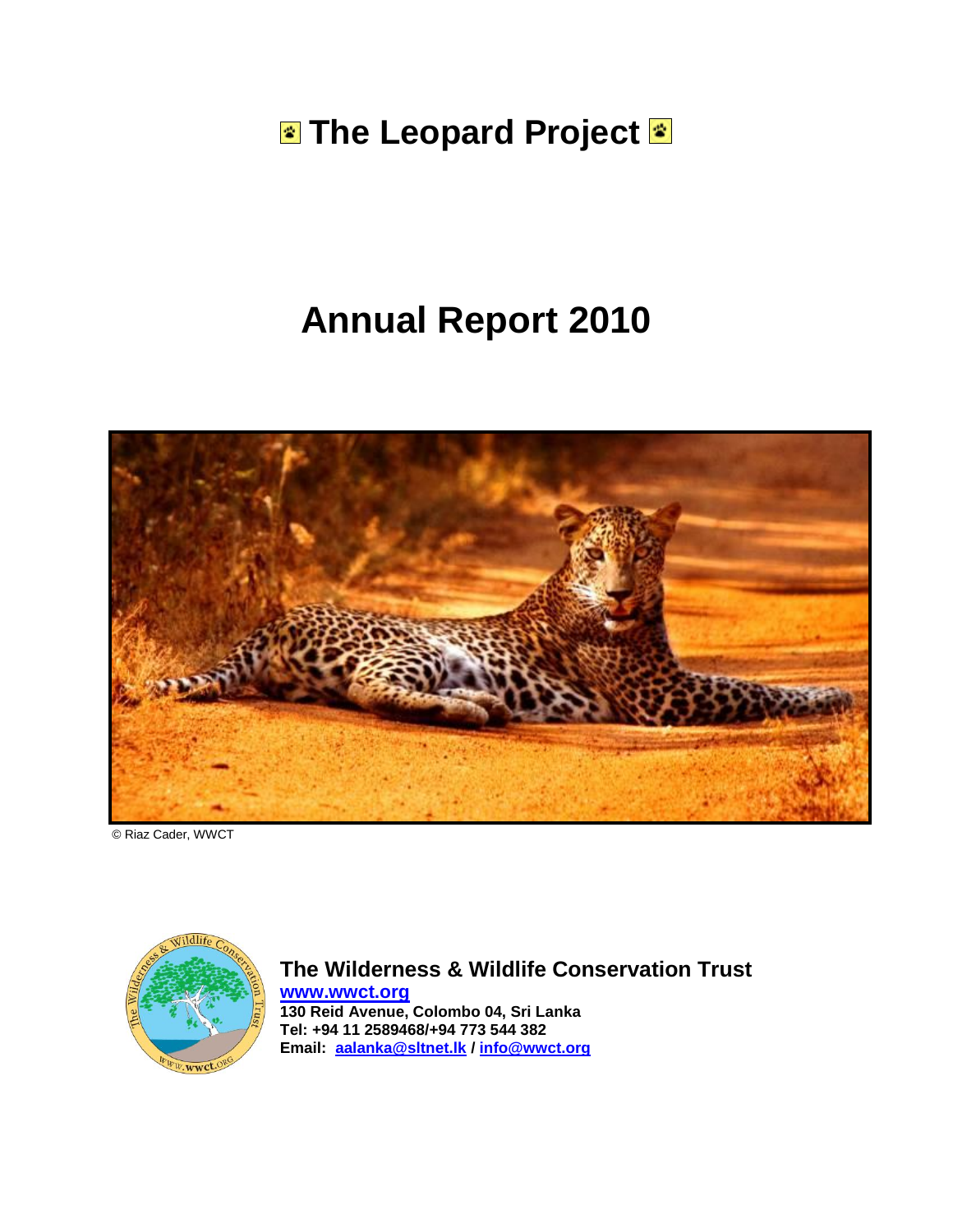# The Leopard Project

# Annual Report 2010

© Riaz Cader, WWCT

**The Wilderness & Wildlife Conservation Trust**

**www.wwct.org**

**130 Reid Avenue, Colombo 04, Sri Lanka**

**Tel: +94 11 2589468/+94 773 544 382**

**Email: aalanka@sltnet.lk / info@wwct.org**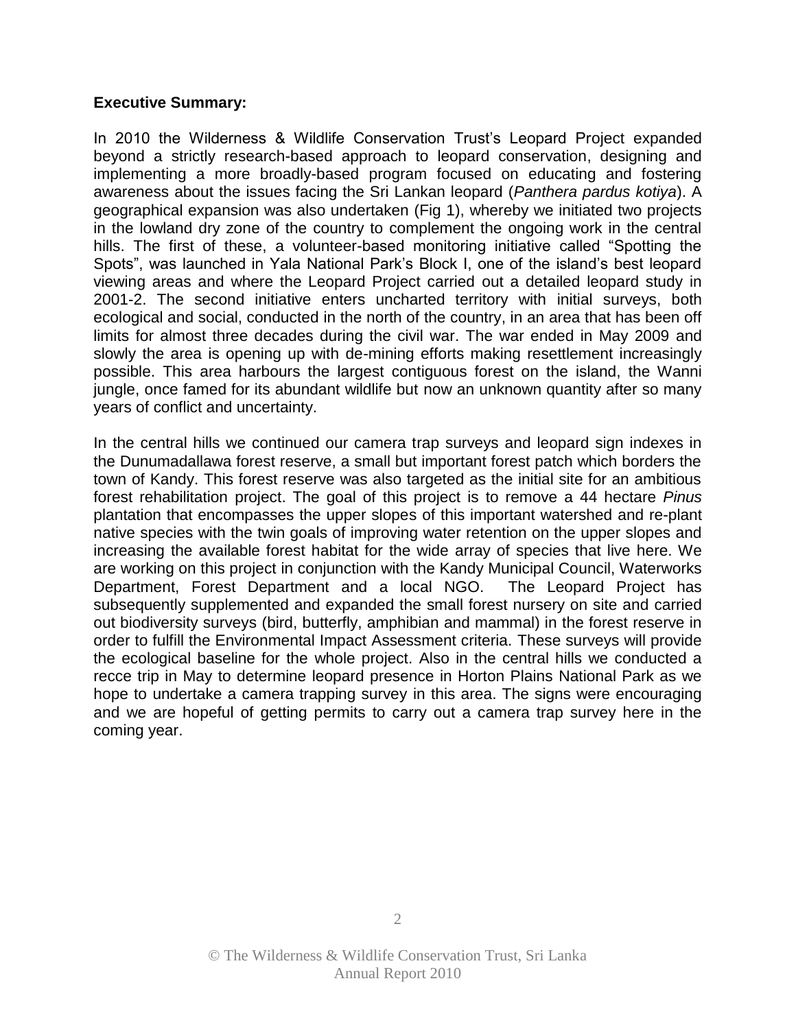**Executive Summary:**

In 2010 the Wilderness & Wildlife Conservation Trust's Leopard Project expanded beyond a strictly research-based approach to leopard conservation, designing and implementing a more broadly-based program focused on educating and fostering awareness about the issues facing the Sri Lankan leopard (*Panthera pardus kotiya*). A geographical expansion was also undertaken (Fig 1), whereby we initiated two projects in the lowland dry zone of the country to complement the ongoing work in the central hills. The first of these, a volunteer-based monitoring initiative called "Spotting the Spots", was launched in Yala National Park's Block I, one of the island's best leopard viewing areas and where the Leopard Project carried out a detailed leopard study in 2001-2. The second initiative enters uncharted territory with initial surveys, both ecological and social, conducted in the north of the country, in an area that has been off limits for almost three decades during the civil war. The war ended in May 2009 and slowly the area is opening up with de-mining efforts making resettlement increasingly possible. This area harbours the largest contiguous forest on the island, the Wanni jungle, once famed for its abundant wildlife but now an unknown quantity after so many years of conflict and uncertainty.

In the central hills we continued our camera trap surveys and leopard sign indexes in the Dunumadallawa forest reserve, a small but important forest patch which borders the town of Kandy. This forest reserve was also targeted as the initial site for an ambitious forest rehabilitation project. The goal of this project is to remove a 44 hectare *Pinus* plantation that encompasses the upper slopes of this important watershed and re-plant native species with the twin goals of improving water retention on the upper slopes and increasing the available forest habitat for the wide array of species that live here. We are working on this project in conjunction with the Kandy Municipal Council, Waterworks Department, Forest Department and a local NGO. The Leopard Project has subsequently supplemented and expanded the small forest nursery on site and carried out biodiversity surveys (bird, butterfly, amphibian and mammal) in the forest reserve in order to fulfill the Environmental Impact Assessment criteria. These surveys will provide the ecological baseline for the whole project. Also in the central hills we conducted a recce trip in May to determine leopard presence in Horton Plains National Park as we hope to undertake a camera trapping survey in this area. The signs were encouraging and we are hopeful of getting permits to carry out a camera trap survey here in the coming year.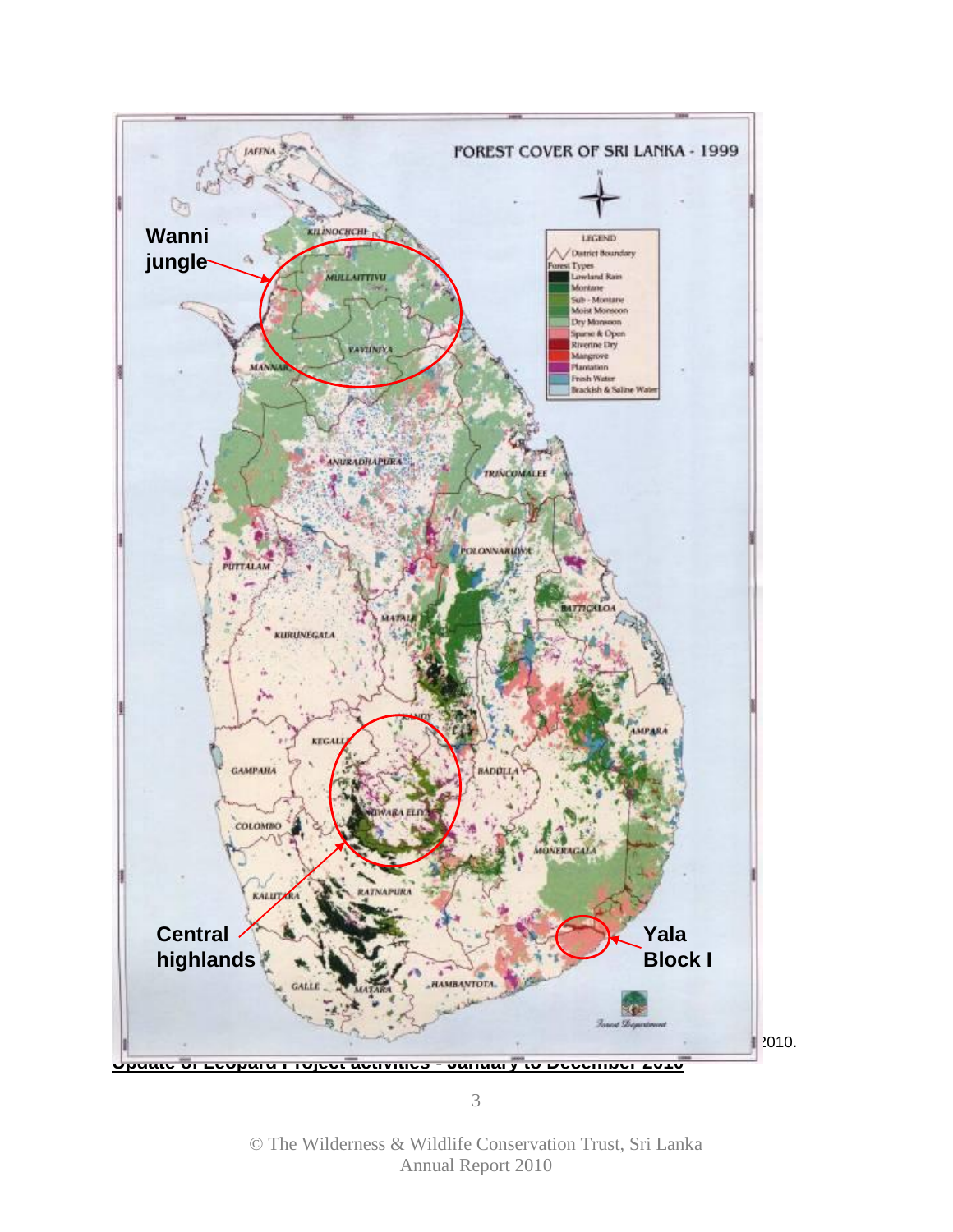FOREST COVER OF SRI LANKA - 1999

LEGEND

- District Boundary
- Forest Types
- Lowland Rain
- Montane
- Sub - Montane
- Moist Monsoon
- Dry Monsoon
- Sparse & Open
- Riverine Dry
- Mangrove
- Plantation
- Fresh Water
- Brackish & Saline Water

**Wanni jungle**

**Central highlands**

**Yala Block I**

JAFFNA, KILINOCHCHI, MULLAITTIVU, VAVUNIYA, MANNAR, ANURADHAPURA, TRINCOMALEE, POLONNARUWA, PUTTALAM, MATALE, BATTICALOA, KURUNEGALA, KANDY, AMPARA, KEGALLE, GAMPAHA, BADULLA, NUWARA ELIYA, COLOMBO, MONERAGALA, KALUTARA, RATNAPURA, GALLE, MATARA, HAMBANTOTA

Forest Department

2010.

Update of Leopard Project activities - January to December 2010

© The Wilderness & Wildlife Conservation Trust, Sri Lanka
Annual Report 2010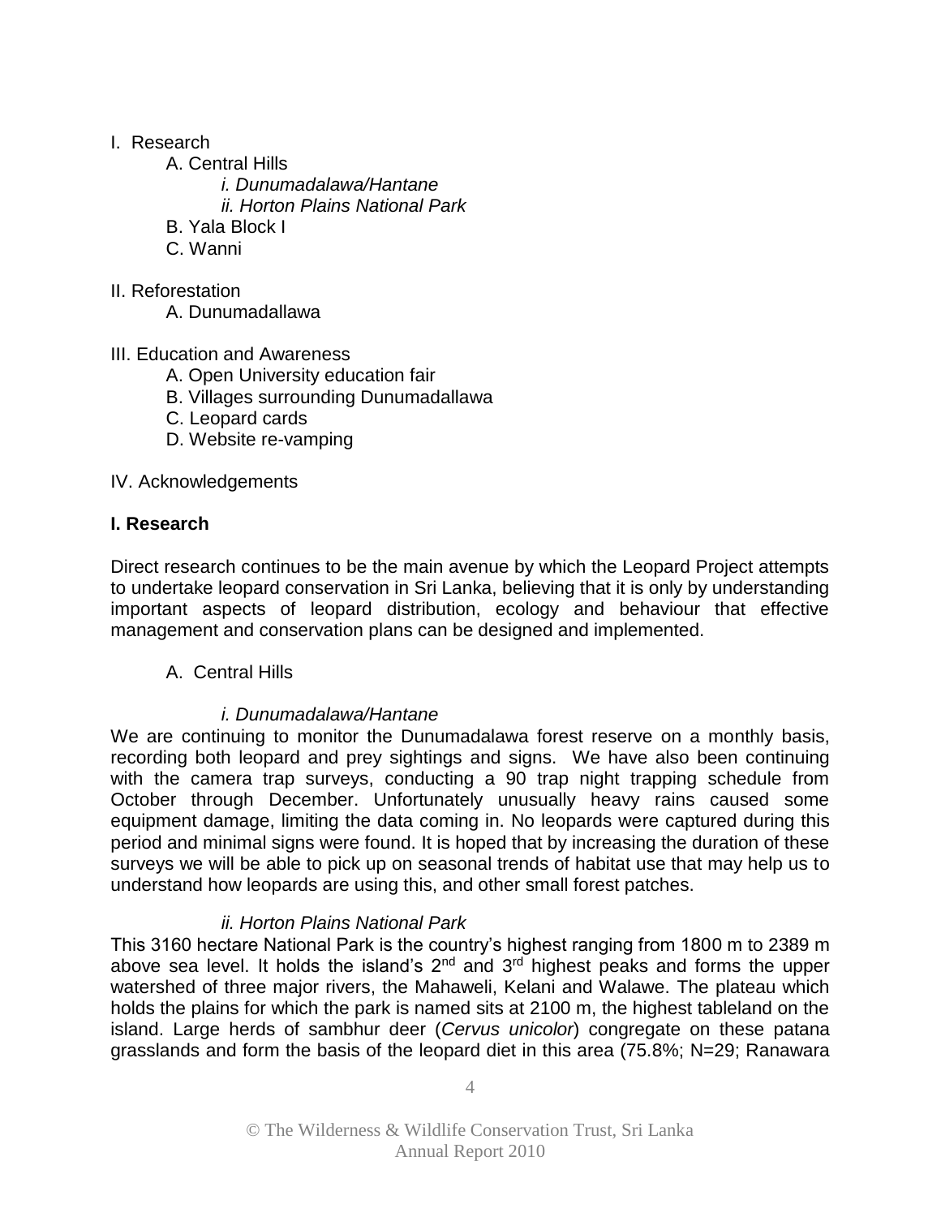I. Research

- A. Central Hills
  - *i. Dunumadalawa/Hantane*
  - *ii. Horton Plains National Park*
- B. Yala Block I
- C. Wanni

II. Reforestation

- A. Dunumadallawa

III. Education and Awareness

- A. Open University education fair
- B. Villages surrounding Dunumadallawa
- C. Leopard cards
- D. Website re-vamping

IV. Acknowledgements

## I. Research

Direct research continues to be the main avenue by which the Leopard Project attempts to undertake leopard conservation in Sri Lanka, believing that it is only by understanding important aspects of leopard distribution, ecology and behaviour that effective management and conservation plans can be designed and implemented.

### A. Central Hills

#### *i. Dunumadalawa/Hantane*

We are continuing to monitor the Dunumadalawa forest reserve on a monthly basis, recording both leopard and prey sightings and signs. We have also been continuing with the camera trap surveys, conducting a 90 trap night trapping schedule from October through December. Unfortunately unusually heavy rains caused some equipment damage, limiting the data coming in. No leopards were captured during this period and minimal signs were found. It is hoped that by increasing the duration of these surveys we will be able to pick up on seasonal trends of habitat use that may help us to understand how leopards are using this, and other small forest patches.

#### *ii. Horton Plains National Park*

This 3160 hectare National Park is the country's highest ranging from 1800 m to 2389 m above sea level. It holds the island's 2$^{nd}$ and 3$^{rd}$ highest peaks and forms the upper watershed of three major rivers, the Mahaweli, Kelani and Walawe. The plateau which holds the plains for which the park is named sits at 2100 m, the highest tableland on the island. Large herds of sambhur deer (*Cervus unicolor*) congregate on these patana grasslands and form the basis of the leopard diet in this area (75.8%; N=29; Ranawara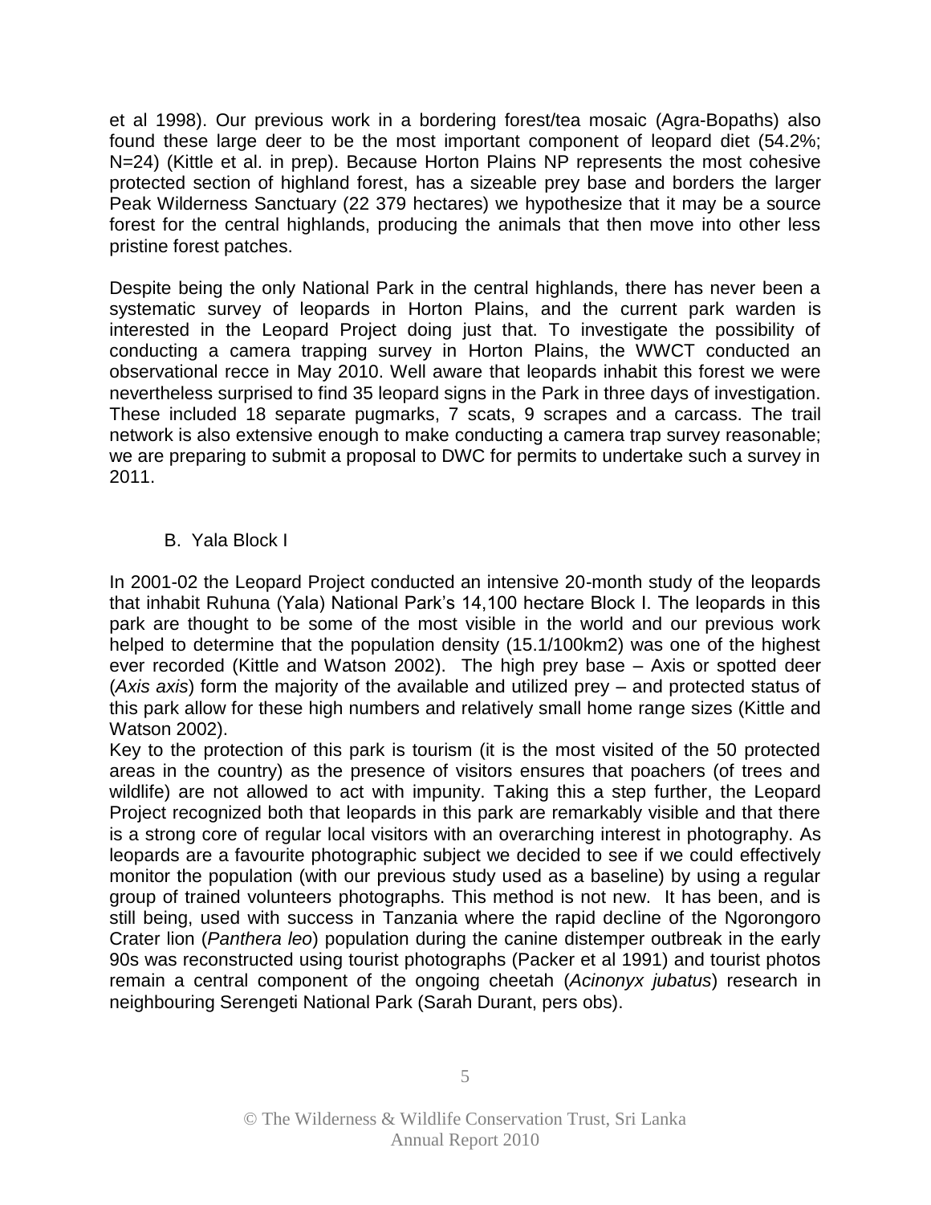et al 1998). Our previous work in a bordering forest/tea mosaic (Agra-Bopaths) also found these large deer to be the most important component of leopard diet (54.2%; N=24) (Kittle et al. in prep). Because Horton Plains NP represents the most cohesive protected section of highland forest, has a sizeable prey base and borders the larger Peak Wilderness Sanctuary (22 379 hectares) we hypothesize that it may be a source forest for the central highlands, producing the animals that then move into other less pristine forest patches.

Despite being the only National Park in the central highlands, there has never been a systematic survey of leopards in Horton Plains, and the current park warden is interested in the Leopard Project doing just that. To investigate the possibility of conducting a camera trapping survey in Horton Plains, the WWCT conducted an observational recce in May 2010. Well aware that leopards inhabit this forest we were nevertheless surprised to find 35 leopard signs in the Park in three days of investigation. These included 18 separate pugmarks, 7 scats, 9 scrapes and a carcass. The trail network is also extensive enough to make conducting a camera trap survey reasonable; we are preparing to submit a proposal to DWC for permits to undertake such a survey in 2011.

### B. Yala Block I

In 2001-02 the Leopard Project conducted an intensive 20-month study of the leopards that inhabit Ruhuna (Yala) National Park's 14,100 hectare Block I. The leopards in this park are thought to be some of the most visible in the world and our previous work helped to determine that the population density (15.1/100km2) was one of the highest ever recorded (Kittle and Watson 2002). The high prey base – Axis or spotted deer (*Axis axis*) form the majority of the available and utilized prey – and protected status of this park allow for these high numbers and relatively small home range sizes (Kittle and Watson 2002).

Key to the protection of this park is tourism (it is the most visited of the 50 protected areas in the country) as the presence of visitors ensures that poachers (of trees and wildlife) are not allowed to act with impunity. Taking this a step further, the Leopard Project recognized both that leopards in this park are remarkably visible and that there is a strong core of regular local visitors with an overarching interest in photography. As leopards are a favourite photographic subject we decided to see if we could effectively monitor the population (with our previous study used as a baseline) by using a regular group of trained volunteers photographs. This method is not new. It has been, and is still being, used with success in Tanzania where the rapid decline of the Ngorongoro Crater lion (*Panthera leo*) population during the canine distemper outbreak in the early 90s was reconstructed using tourist photographs (Packer et al 1991) and tourist photos remain a central component of the ongoing cheetah (*Acinonyx jubatus*) research in neighbouring Serengeti National Park (Sarah Durant, pers obs).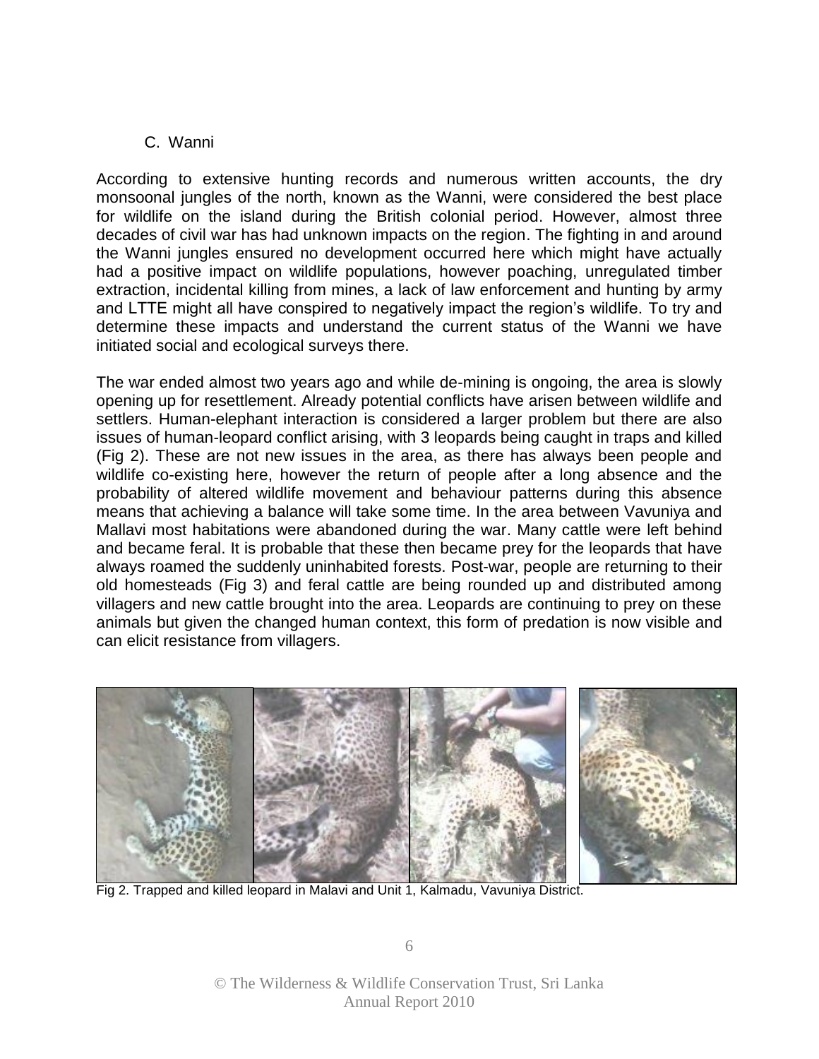## C. Wanni

According to extensive hunting records and numerous written accounts, the dry monsoonal jungles of the north, known as the Wanni, were considered the best place for wildlife on the island during the British colonial period. However, almost three decades of civil war has had unknown impacts on the region. The fighting in and around the Wanni jungles ensured no development occurred here which might have actually had a positive impact on wildlife populations, however poaching, unregulated timber extraction, incidental killing from mines, a lack of law enforcement and hunting by army and LTTE might all have conspired to negatively impact the region's wildlife. To try and determine these impacts and understand the current status of the Wanni we have initiated social and ecological surveys there.

The war ended almost two years ago and while de-mining is ongoing, the area is slowly opening up for resettlement. Already potential conflicts have arisen between wildlife and settlers. Human-elephant interaction is considered a larger problem but there are also issues of human-leopard conflict arising, with 3 leopards being caught in traps and killed (Fig 2). These are not new issues in the area, as there has always been people and wildlife co-existing here, however the return of people after a long absence and the probability of altered wildlife movement and behaviour patterns during this absence means that achieving a balance will take some time. In the area between Vavuniya and Mallavi most habitations were abandoned during the war. Many cattle were left behind and became feral. It is probable that these then became prey for the leopards that have always roamed the suddenly uninhabited forests. Post-war, people are returning to their old homesteads (Fig 3) and feral cattle are being rounded up and distributed among villagers and new cattle brought into the area. Leopards are continuing to prey on these animals but given the changed human context, this form of predation is now visible and can elicit resistance from villagers.

Fig 2. Trapped and killed leopard in Malavi and Unit 1, Kalmadu, Vavuniya District.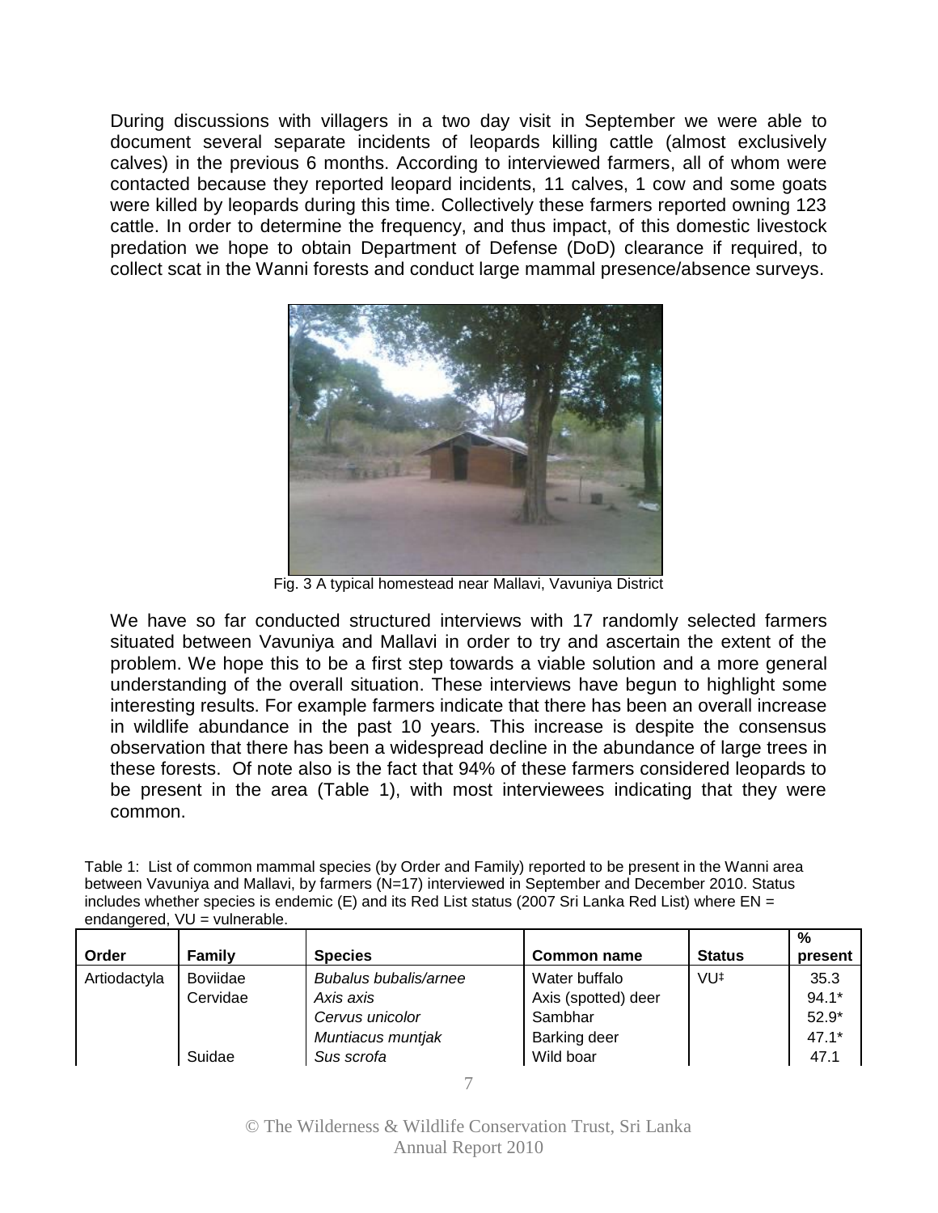During discussions with villagers in a two day visit in September we were able to document several separate incidents of leopards killing cattle (almost exclusively calves) in the previous 6 months. According to interviewed farmers, all of whom were contacted because they reported leopard incidents, 11 calves, 1 cow and some goats were killed by leopards during this time. Collectively these farmers reported owning 123 cattle. In order to determine the frequency, and thus impact, of this domestic livestock predation we hope to obtain Department of Defense (DoD) clearance if required, to collect scat in the Wanni forests and conduct large mammal presence/absence surveys.

Fig. 3 A typical homestead near Mallavi, Vavuniya District

We have so far conducted structured interviews with 17 randomly selected farmers situated between Vavuniya and Mallavi in order to try and ascertain the extent of the problem. We hope this to be a first step towards a viable solution and a more general understanding of the overall situation. These interviews have begun to highlight some interesting results. For example farmers indicate that there has been an overall increase in wildlife abundance in the past 10 years. This increase is despite the consensus observation that there has been a widespread decline in the abundance of large trees in these forests. Of note also is the fact that 94% of these farmers considered leopards to be present in the area (Table 1), with most interviewees indicating that they were common.

Table 1: List of common mammal species (by Order and Family) reported to be present in the Wanni area between Vavuniya and Mallavi, by farmers (N=17) interviewed in September and December 2010. Status includes whether species is endemic (E) and its Red List status (2007 Sri Lanka Red List) where EN = endangered, VU = vulnerable.

| Order | Family | Species | Common name | Status | % present |
|---|---|---|---|---|---|
| Artiodactyla | Boviidae | *Bubalus bubalis/arnee* | Water buffalo | VU‡ | 35.3 |
| | Cervidae | *Axis axis* | Axis (spotted) deer | | 94.1* |
| | | *Cervus unicolor* | Sambhar | | 52.9* |
| | | *Muntiacus muntjak* | Barking deer | | 47.1* |
| | Suidae | *Sus scrofa* | Wild boar | | 47.1 |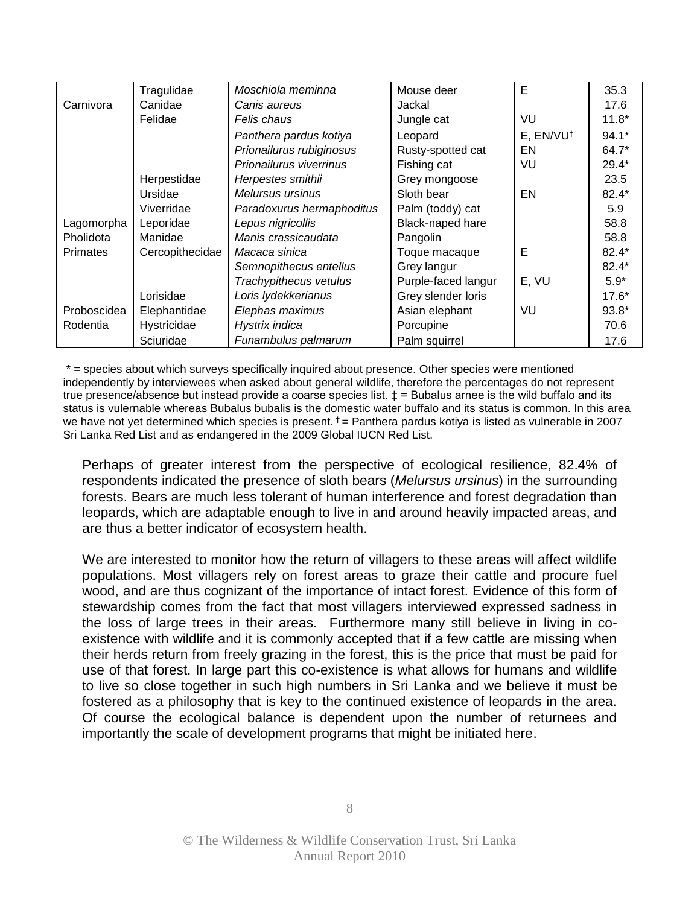| | Tragulidae | *Moschiola meminna* | Mouse deer | E | 35.3 |
|---|---|---|---|---|---|
| Carnivora | Canidae | *Canis aureus* | Jackal | | 17.6 |
| | Felidae | *Felis chaus* | Jungle cat | VU | 11.8* |
| | | *Panthera pardus kotiya* | Leopard | E, EN/VU† | 94.1* |
| | | *Prionailurus rubiginosus* | Rusty-spotted cat | EN | 64.7* |
| | | *Prionailurus viverrinus* | Fishing cat | VU | 29.4* |
| | Herpestidae | *Herpestes smithii* | Grey mongoose | | 23.5 |
| | Ursidae | *Melursus ursinus* | Sloth bear | EN | 82.4* |
| | Viverridae | *Paradoxurus hermaphoditus* | Palm (toddy) cat | | 5.9 |
| Lagomorpha | Leporidae | *Lepus nigricollis* | Black-naped hare | | 58.8 |
| Pholidota | Manidae | *Manis crassicaudata* | Pangolin | | 58.8 |
| Primates | Cercopithecidae | *Macaca sinica* | Toque macaque | E | 82.4* |
| | | *Semnopithecus entellus* | Grey langur | | 82.4* |
| | | *Trachypithecus vetulus* | Purple-faced langur | E, VU | 5.9* |
| | Lorisidae | *Loris lydekkerianus* | Grey slender loris | | 17.6* |
| Proboscidea | Elephantidae | *Elephas maximus* | Asian elephant | VU | 93.8* |
| Rodentia | Hystricidae | *Hystrix indica* | Porcupine | | 70.6 |
| | Sciuridae | *Funambulus palmarum* | Palm squirrel | | 17.6 |

* = species about which surveys specifically inquired about presence. Other species were mentioned independently by interviewees when asked about general wildlife, therefore the percentages do not represent true presence/absence but instead provide a coarse species list. ‡ = Bubalus arnee is the wild buffalo and its status is vulernable whereas Bubalus bubalis is the domestic water buffalo and its status is common. In this area we have not yet determined which species is present. † = Panthera pardus kotiya is listed as vulnerable in 2007 Sri Lanka Red List and as endangered in the 2009 Global IUCN Red List.

Perhaps of greater interest from the perspective of ecological resilience, 82.4% of respondents indicated the presence of sloth bears (*Melursus ursinus*) in the surrounding forests. Bears are much less tolerant of human interference and forest degradation than leopards, which are adaptable enough to live in and around heavily impacted areas, and are thus a better indicator of ecosystem health.

We are interested to monitor how the return of villagers to these areas will affect wildlife populations. Most villagers rely on forest areas to graze their cattle and procure fuel wood, and are thus cognizant of the importance of intact forest. Evidence of this form of stewardship comes from the fact that most villagers interviewed expressed sadness in the loss of large trees in their areas. Furthermore many still believe in living in co-existence with wildlife and it is commonly accepted that if a few cattle are missing when their herds return from freely grazing in the forest, this is the price that must be paid for use of that forest. In large part this co-existence is what allows for humans and wildlife to live so close together in such high numbers in Sri Lanka and we believe it must be fostered as a philosophy that is key to the continued existence of leopards in the area. Of course the ecological balance is dependent upon the number of returnees and importantly the scale of development programs that might be initiated here.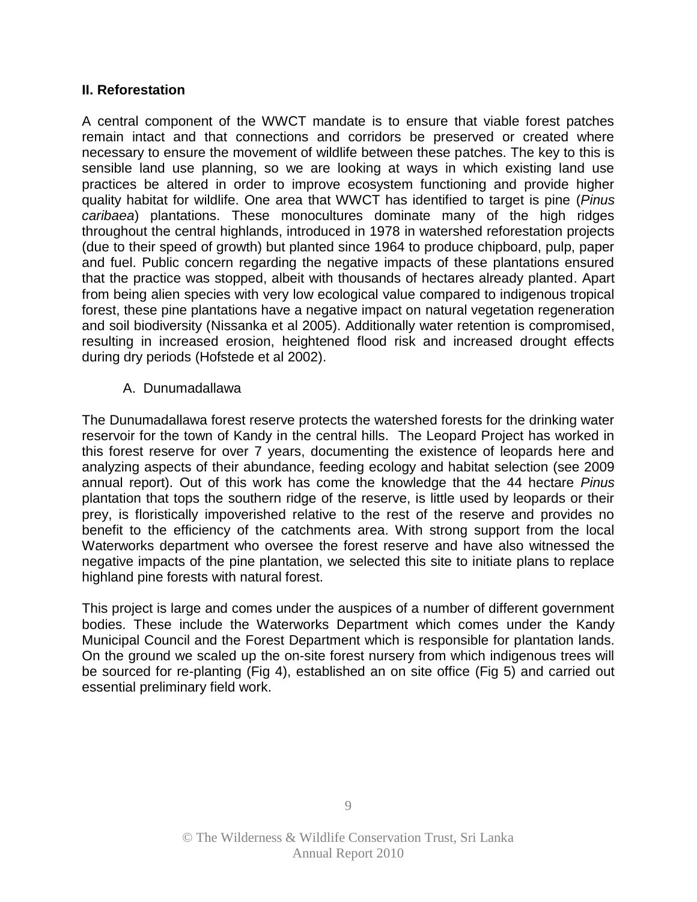## II. Reforestation

A central component of the WWCT mandate is to ensure that viable forest patches remain intact and that connections and corridors be preserved or created where necessary to ensure the movement of wildlife between these patches. The key to this is sensible land use planning, so we are looking at ways in which existing land use practices be altered in order to improve ecosystem functioning and provide higher quality habitat for wildlife. One area that WWCT has identified to target is pine (*Pinus caribaea*) plantations. These monocultures dominate many of the high ridges throughout the central highlands, introduced in 1978 in watershed reforestation projects (due to their speed of growth) but planted since 1964 to produce chipboard, pulp, paper and fuel. Public concern regarding the negative impacts of these plantations ensured that the practice was stopped, albeit with thousands of hectares already planted. Apart from being alien species with very low ecological value compared to indigenous tropical forest, these pine plantations have a negative impact on natural vegetation regeneration and soil biodiversity (Nissanka et al 2005). Additionally water retention is compromised, resulting in increased erosion, heightened flood risk and increased drought effects during dry periods (Hofstede et al 2002).

### A. Dunumadallawa

The Dunumadallawa forest reserve protects the watershed forests for the drinking water reservoir for the town of Kandy in the central hills. The Leopard Project has worked in this forest reserve for over 7 years, documenting the existence of leopards here and analyzing aspects of their abundance, feeding ecology and habitat selection (see 2009 annual report). Out of this work has come the knowledge that the 44 hectare *Pinus* plantation that tops the southern ridge of the reserve, is little used by leopards or their prey, is floristically impoverished relative to the rest of the reserve and provides no benefit to the efficiency of the catchments area. With strong support from the local Waterworks department who oversee the forest reserve and have also witnessed the negative impacts of the pine plantation, we selected this site to initiate plans to replace highland pine forests with natural forest.

This project is large and comes under the auspices of a number of different government bodies. These include the Waterworks Department which comes under the Kandy Municipal Council and the Forest Department which is responsible for plantation lands. On the ground we scaled up the on-site forest nursery from which indigenous trees will be sourced for re-planting (Fig 4), established an on site office (Fig 5) and carried out essential preliminary field work.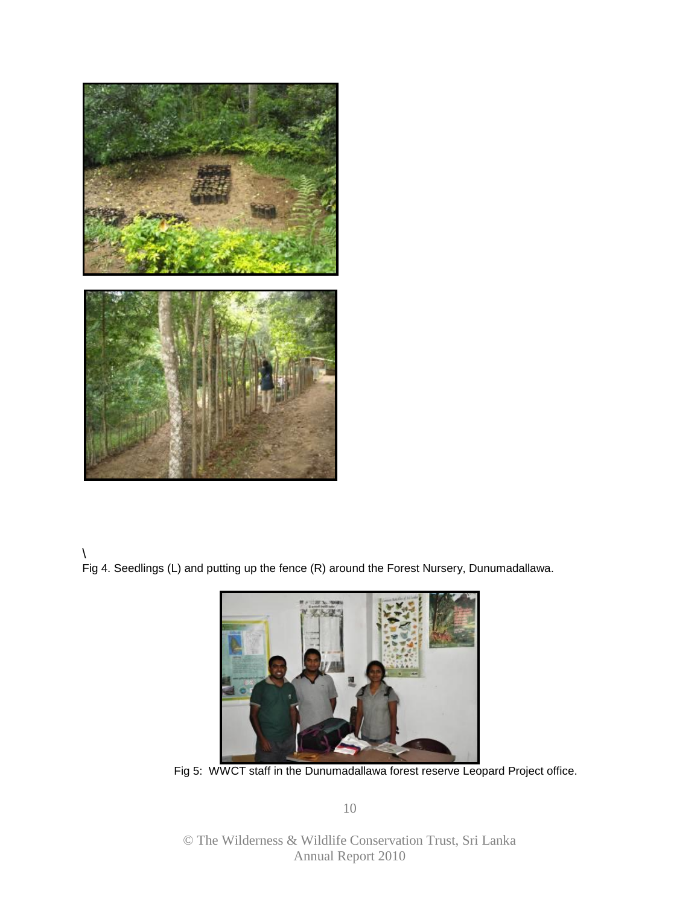\

Fig 4. Seedlings (L) and putting up the fence (R) around the Forest Nursery, Dunumadallawa.

Fig 5: WWCT staff in the Dunumadallawa forest reserve Leopard Project office.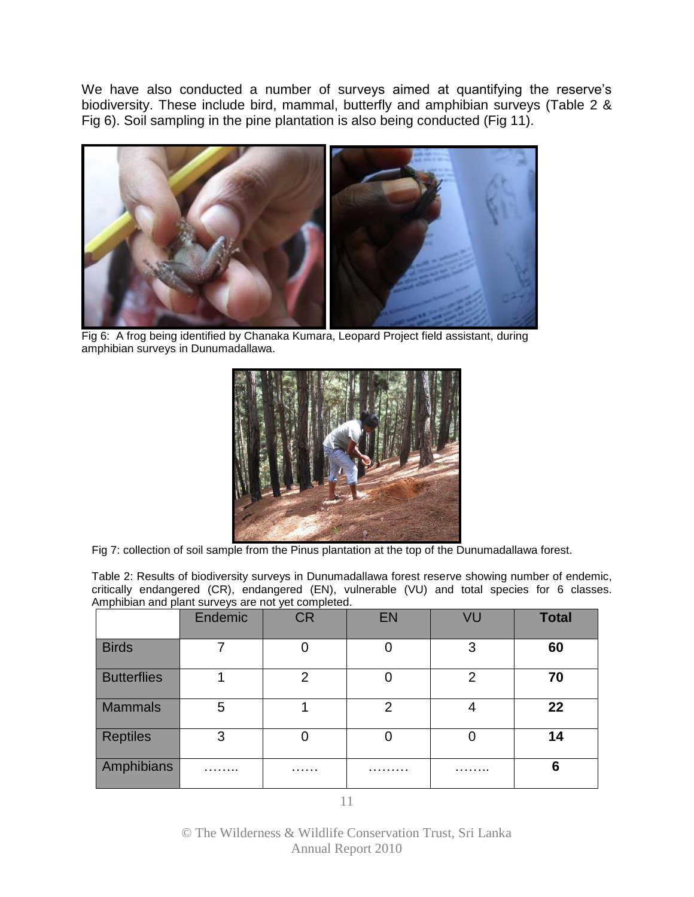We have also conducted a number of surveys aimed at quantifying the reserve's biodiversity. These include bird, mammal, butterfly and amphibian surveys (Table 2 & Fig 6). Soil sampling in the pine plantation is also being conducted (Fig 11).

Fig 6: A frog being identified by Chanaka Kumara, Leopard Project field assistant, during amphibian surveys in Dunumadallawa.

Fig 7: collection of soil sample from the Pinus plantation at the top of the Dunumadallawa forest.

Table 2: Results of biodiversity surveys in Dunumadallawa forest reserve showing number of endemic, critically endangered (CR), endangered (EN), vulnerable (VU) and total species for 6 classes. Amphibian and plant surveys are not yet completed.

| | Endemic | CR | EN | VU | **Total** |
|---|---|---|---|---|---|
| Birds | 7 | 0 | 0 | 3 | **60** |
| Butterflies | 1 | 2 | 0 | 2 | **70** |
| Mammals | 5 | 1 | 2 | 4 | **22** |
| Reptiles | 3 | 0 | 0 | 0 | **14** |
| Amphibians | …….. | …… | ……… | …….. | **6** |

© The Wilderness & Wildlife Conservation Trust, Sri Lanka
Annual Report 2010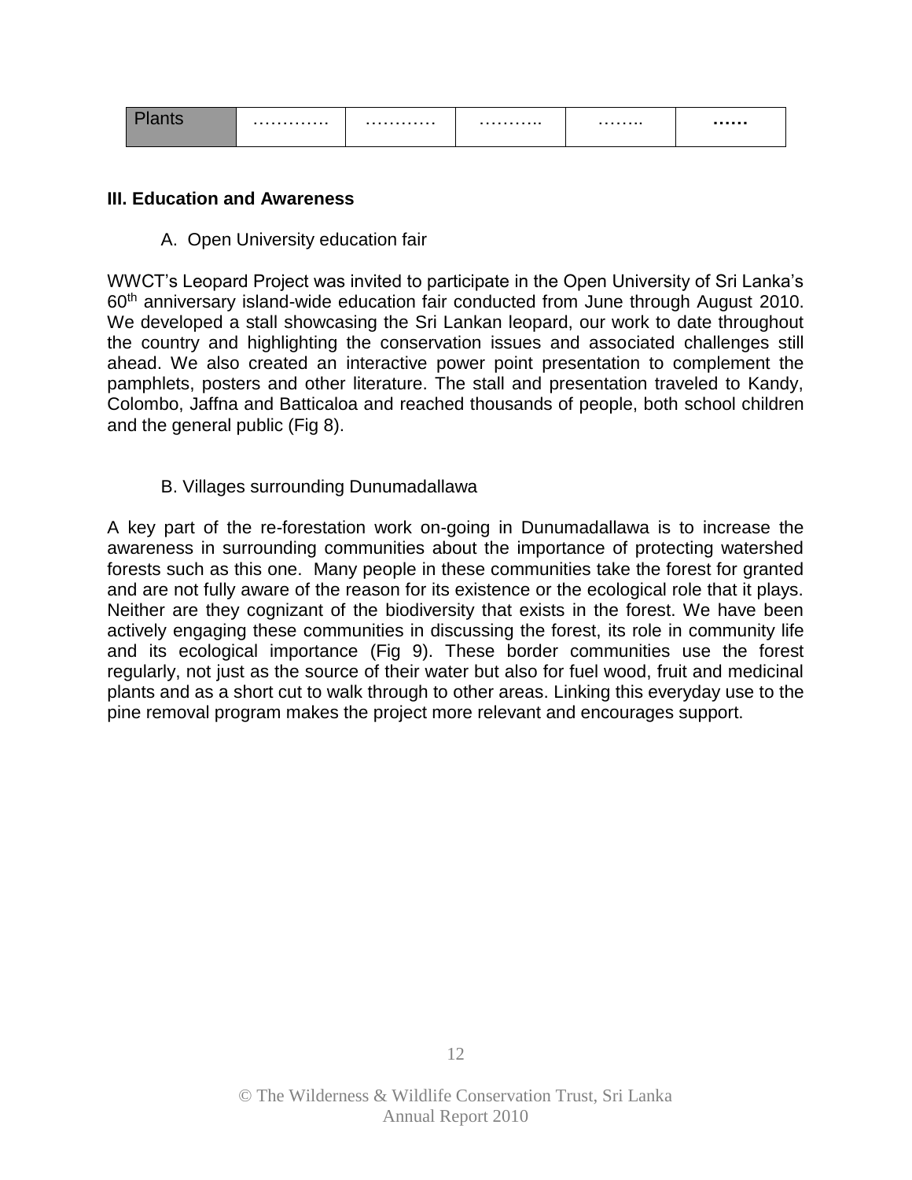| Plants | ………… | ………… | ……….. | …….. | …… |
|---|---|---|---|---|---|

**III. Education and Awareness**

A. Open University education fair

WWCT's Leopard Project was invited to participate in the Open University of Sri Lanka's 60th anniversary island-wide education fair conducted from June through August 2010. We developed a stall showcasing the Sri Lankan leopard, our work to date throughout the country and highlighting the conservation issues and associated challenges still ahead. We also created an interactive power point presentation to complement the pamphlets, posters and other literature. The stall and presentation traveled to Kandy, Colombo, Jaffna and Batticaloa and reached thousands of people, both school children and the general public (Fig 8).

B. Villages surrounding Dunumadallawa

A key part of the re-forestation work on-going in Dunumadallawa is to increase the awareness in surrounding communities about the importance of protecting watershed forests such as this one. Many people in these communities take the forest for granted and are not fully aware of the reason for its existence or the ecological role that it plays. Neither are they cognizant of the biodiversity that exists in the forest. We have been actively engaging these communities in discussing the forest, its role in community life and its ecological importance (Fig 9). These border communities use the forest regularly, not just as the source of their water but also for fuel wood, fruit and medicinal plants and as a short cut to walk through to other areas. Linking this everyday use to the pine removal program makes the project more relevant and encourages support.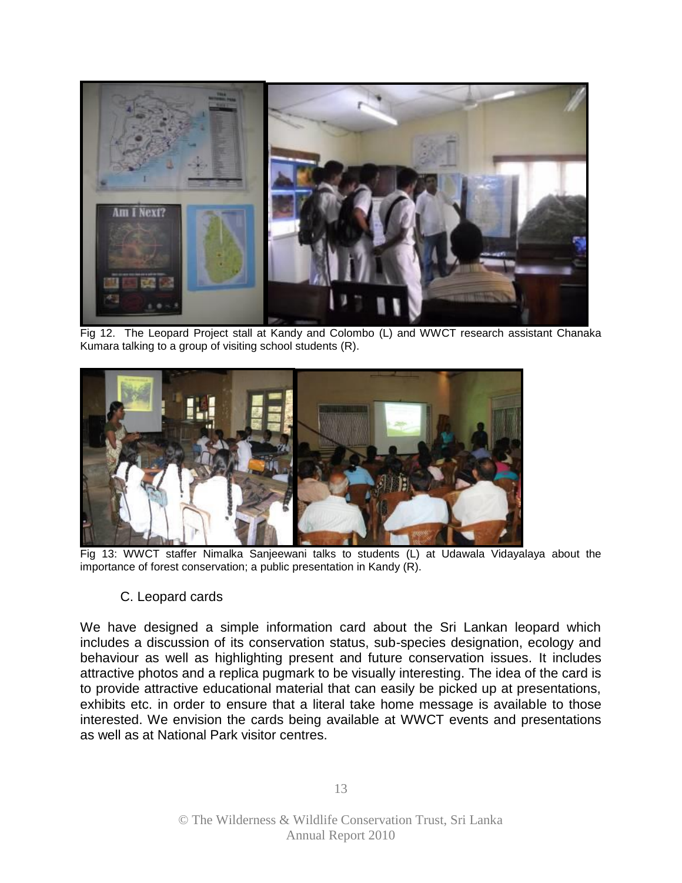Fig 12. The Leopard Project stall at Kandy and Colombo (L) and WWCT research assistant Chanaka Kumara talking to a group of visiting school students (R).

Fig 13: WWCT staffer Nimalka Sanjeewani talks to students (L) at Udawala Vidayalaya about the importance of forest conservation; a public presentation in Kandy (R).

### C. Leopard cards

We have designed a simple information card about the Sri Lankan leopard which includes a discussion of its conservation status, sub-species designation, ecology and behaviour as well as highlighting present and future conservation issues. It includes attractive photos and a replica pugmark to be visually interesting. The idea of the card is to provide attractive educational material that can easily be picked up at presentations, exhibits etc. in order to ensure that a literal take home message is available to those interested. We envision the cards being available at WWCT events and presentations as well as at National Park visitor centres.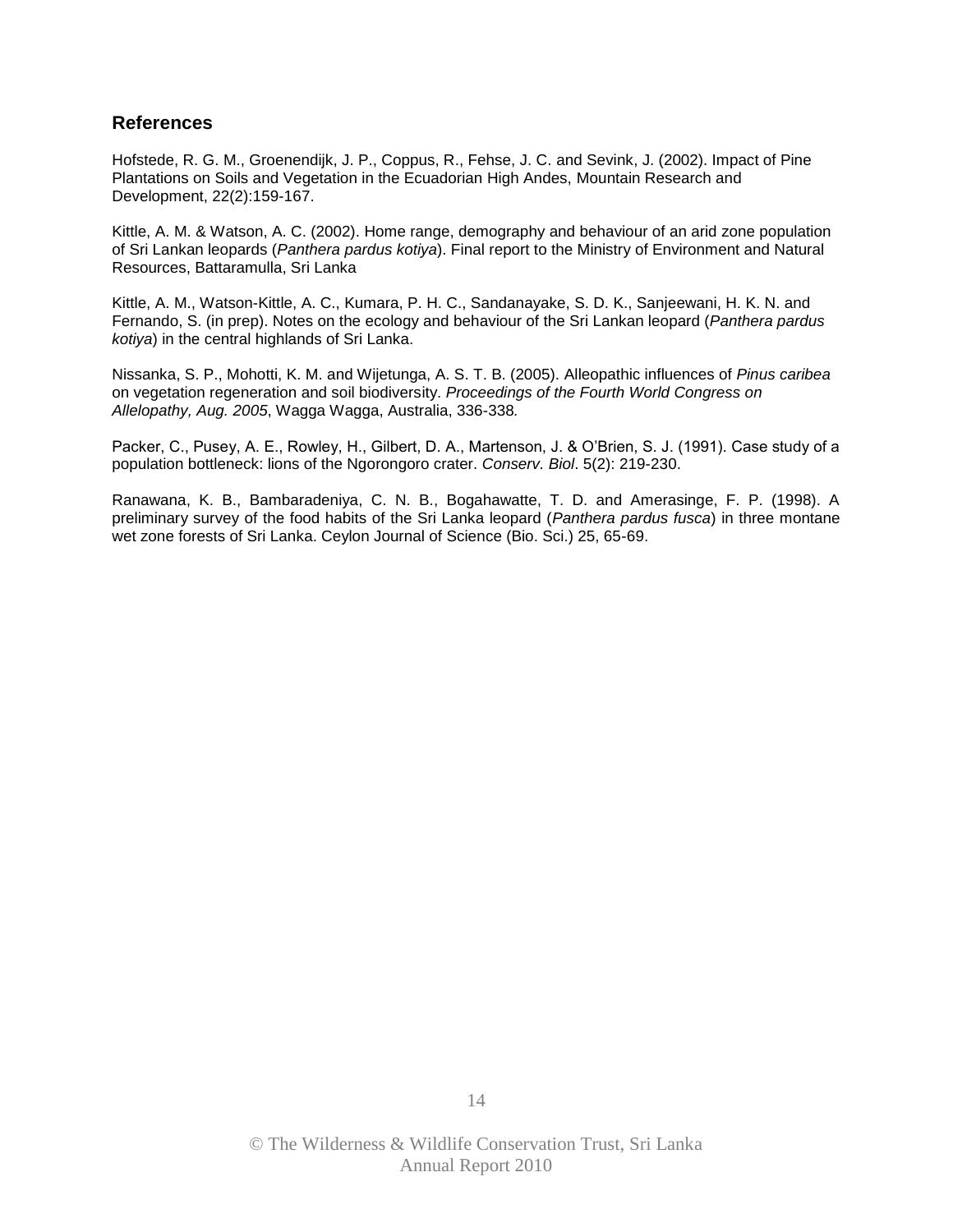## References

Hofstede, R. G. M., Groenendijk, J. P., Coppus, R., Fehse, J. C. and Sevink, J. (2002). Impact of Pine Plantations on Soils and Vegetation in the Ecuadorian High Andes, Mountain Research and Development, 22(2):159-167.

Kittle, A. M. & Watson, A. C. (2002). Home range, demography and behaviour of an arid zone population of Sri Lankan leopards (*Panthera pardus kotiya*). Final report to the Ministry of Environment and Natural Resources, Battaramulla, Sri Lanka

Kittle, A. M., Watson-Kittle, A. C., Kumara, P. H. C., Sandanayake, S. D. K., Sanjeewani, H. K. N. and Fernando, S. (in prep). Notes on the ecology and behaviour of the Sri Lankan leopard (*Panthera pardus kotiya*) in the central highlands of Sri Lanka.

Nissanka, S. P., Mohotti, K. M. and Wijetunga, A. S. T. B. (2005). Alleopathic influences of *Pinus caribea* on vegetation regeneration and soil biodiversity. *Proceedings of the Fourth World Congress on Allelopathy, Aug. 2005*, Wagga Wagga, Australia, 336-338.

Packer, C., Pusey, A. E., Rowley, H., Gilbert, D. A., Martenson, J. & O'Brien, S. J. (1991). Case study of a population bottleneck: lions of the Ngorongoro crater. *Conserv. Biol*. 5(2): 219-230.

Ranawana, K. B., Bambaradeniya, C. N. B., Bogahawatte, T. D. and Amerasinge, F. P. (1998). A preliminary survey of the food habits of the Sri Lanka leopard (*Panthera pardus fusca*) in three montane wet zone forests of Sri Lanka. Ceylon Journal of Science (Bio. Sci.) 25, 65-69.